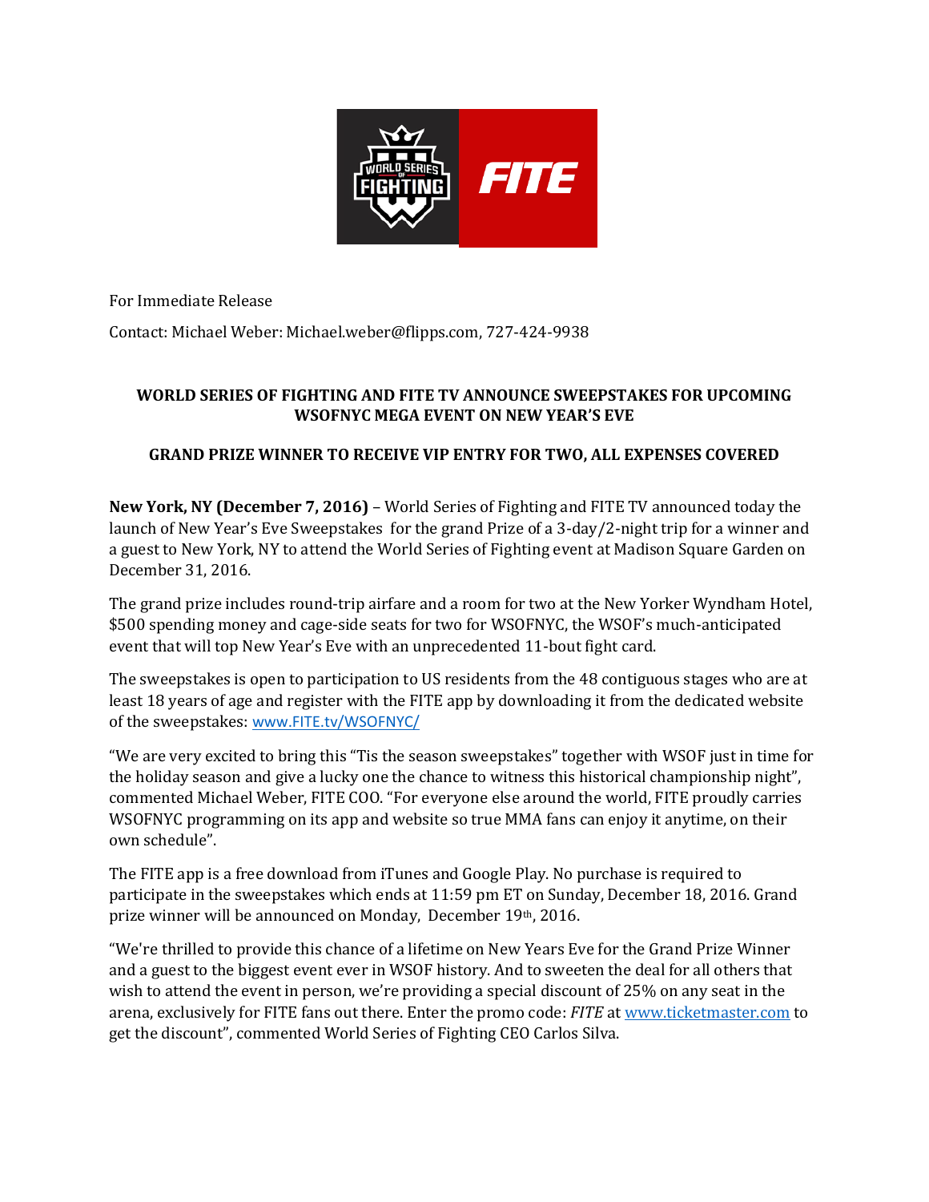For Immediate Release

Contact: Michael Weber: Michael.weber@flipps.com, 727-424-9938

**WORLD SERIES OF FIGHTING AND FITE TV ANNOUNCE SWEEPSTAKES FOR UPCOMING WSOFNYC MEGA EVENT ON NEW YEAR'S EVE**

**GRAND PRIZE WINNER TO RECEIVE VIP ENTRY FOR TWO, ALL EXPENSES COVERED**

**New York, NY (December 7, 2016)** – World Series of Fighting and FITE TV announced today the launch of New Year's Eve Sweepstakes for the grand Prize of a 3-day/2-night trip for a winner and a guest to New York, NY to attend the World Series of Fighting event at Madison Square Garden on December 31, 2016.

The grand prize includes round-trip airfare and a room for two at the New Yorker Wyndham Hotel, $500 spending money and cage-side seats for two for WSOFNYC, the WSOF's much-anticipated event that will top New Year's Eve with an unprecedented 11-bout fight card.

The sweepstakes is open to participation to US residents from the 48 contiguous stages who are at least 18 years of age and register with the FITE app by downloading it from the dedicated website of the sweepstakes: www.FITE.tv/WSOFNYC/

"We are very excited to bring this "Tis the season sweepstakes" together with WSOF just in time for the holiday season and give a lucky one the chance to witness this historical championship night", commented Michael Weber, FITE COO. "For everyone else around the world, FITE proudly carries WSOFNYC programming on its app and website so true MMA fans can enjoy it anytime, on their own schedule".

The FITE app is a free download from iTunes and Google Play. No purchase is required to participate in the sweepstakes which ends at 11:59 pm ET on Sunday, December 18, 2016. Grand prize winner will be announced on Monday, December 19th, 2016.

"We're thrilled to provide this chance of a lifetime on New Years Eve for the Grand Prize Winner and a guest to the biggest event ever in WSOF history. And to sweeten the deal for all others that wish to attend the event in person, we're providing a special discount of 25% on any seat in the arena, exclusively for FITE fans out there. Enter the promo code: *FITE* at www.ticketmaster.com to get the discount", commented World Series of Fighting CEO Carlos Silva.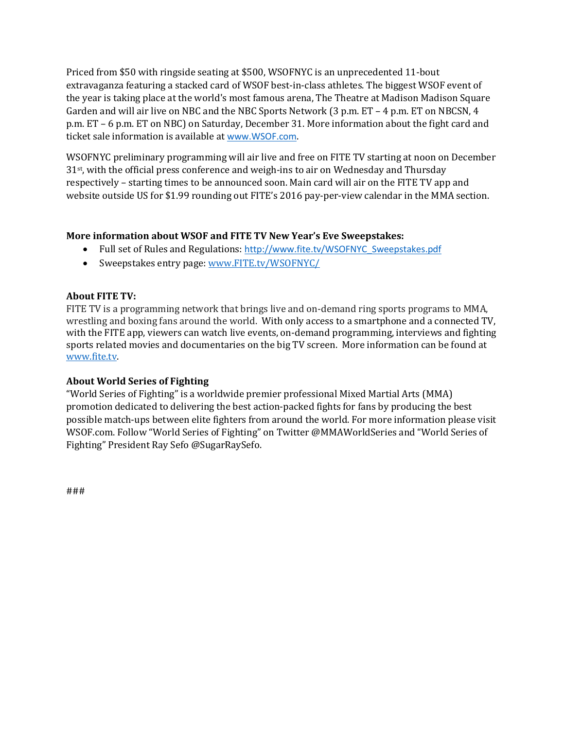Priced from $50 with ringside seating at $500, WSOFNYC is an unprecedented 11-bout extravaganza featuring a stacked card of WSOF best-in-class athletes. The biggest WSOF event of the year is taking place at the world's most famous arena, The Theatre at Madison Madison Square Garden and will air live on NBC and the NBC Sports Network (3 p.m. ET – 4 p.m. ET on NBCSN, 4 p.m. ET – 6 p.m. ET on NBC) on Saturday, December 31. More information about the fight card and ticket sale information is available at www.WSOF.com.

WSOFNYC preliminary programming will air live and free on FITE TV starting at noon on December 31st, with the official press conference and weigh-ins to air on Wednesday and Thursday respectively – starting times to be announced soon. Main card will air on the FITE TV app and website outside US for $1.99 rounding out FITE's 2016 pay-per-view calendar in the MMA section.

**More information about WSOF and FITE TV New Year's Eve Sweepstakes:**

- Full set of Rules and Regulations: http://www.fite.tv/WSOFNYC_Sweepstakes.pdf
- Sweepstakes entry page: www.FITE.tv/WSOFNYC/

**About FITE TV:**
FITE TV is a programming network that brings live and on-demand ring sports programs to MMA, wrestling and boxing fans around the world. With only access to a smartphone and a connected TV, with the FITE app, viewers can watch live events, on-demand programming, interviews and fighting sports related movies and documentaries on the big TV screen. More information can be found at www.fite.tv.

**About World Series of Fighting**
"World Series of Fighting" is a worldwide premier professional Mixed Martial Arts (MMA) promotion dedicated to delivering the best action-packed fights for fans by producing the best possible match-ups between elite fighters from around the world. For more information please visit WSOF.com. Follow "World Series of Fighting" on Twitter @MMAWorldSeries and "World Series of Fighting" President Ray Sefo @SugarRaySefo.

###